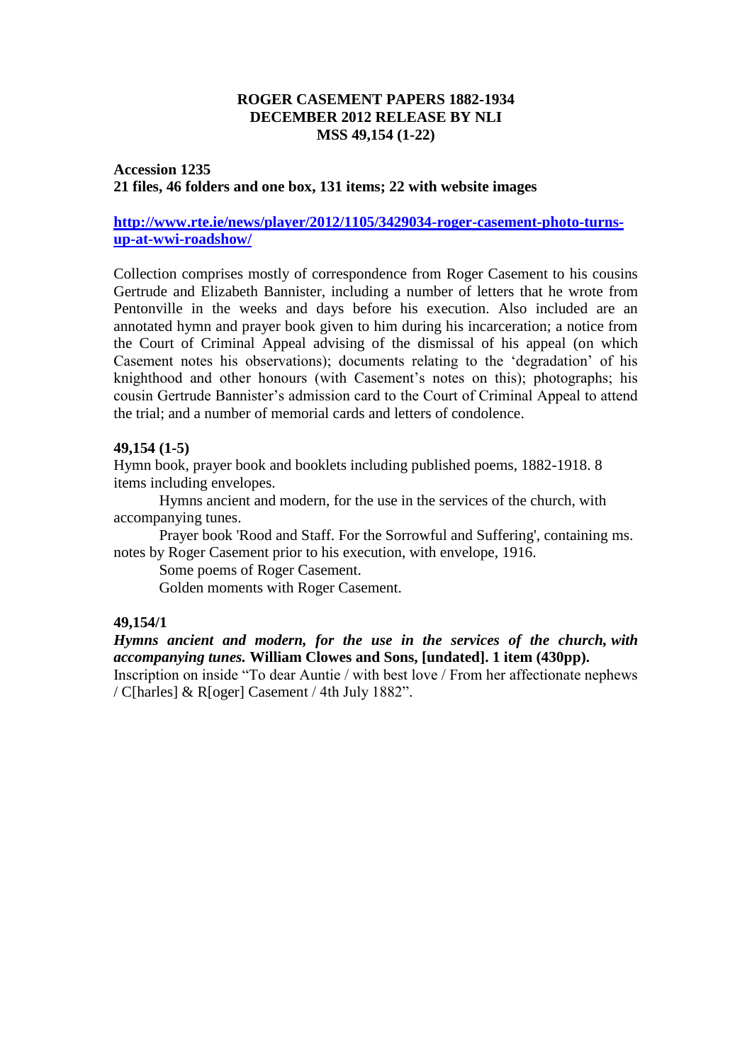**ROGER CASEMENT PAPERS 1882-1934**
**DECEMBER 2012 RELEASE BY NLI**
**MSS 49,154 (1-22)**

**Accession 1235**
**21 files, 46 folders and one box, 131 items; 22 with website images**

**[http://www.rte.ie/news/player/2012/1105/3429034-roger-casement-photo-turns-up-at-wwi-roadshow/](http://www.rte.ie/news/player/2012/1105/3429034-roger-casement-photo-turns-up-at-wwi-roadshow/)**

Collection comprises mostly of correspondence from Roger Casement to his cousins Gertrude and Elizabeth Bannister, including a number of letters that he wrote from Pentonville in the weeks and days before his execution. Also included are an annotated hymn and prayer book given to him during his incarceration; a notice from the Court of Criminal Appeal advising of the dismissal of his appeal (on which Casement notes his observations); documents relating to the 'degradation' of his knighthood and other honours (with Casement's notes on this); photographs; his cousin Gertrude Bannister's admission card to the Court of Criminal Appeal to attend the trial; and a number of memorial cards and letters of condolence.

**49,154 (1-5)**

Hymn book, prayer book and booklets including published poems, 1882-1918. 8 items including envelopes.

Hymns ancient and modern, for the use in the services of the church, with accompanying tunes.

Prayer book 'Rood and Staff. For the Sorrowful and Suffering', containing ms. notes by Roger Casement prior to his execution, with envelope, 1916.

Some poems of Roger Casement.

Golden moments with Roger Casement.

**49,154/1**

***Hymns ancient and modern, for the use in the services of the church, with accompanying tunes.* William Clowes and Sons, [undated]. 1 item (430pp).**

Inscription on inside "To dear Auntie / with best love / From her affectionate nephews / C[harles] & R[oger] Casement / 4th July 1882".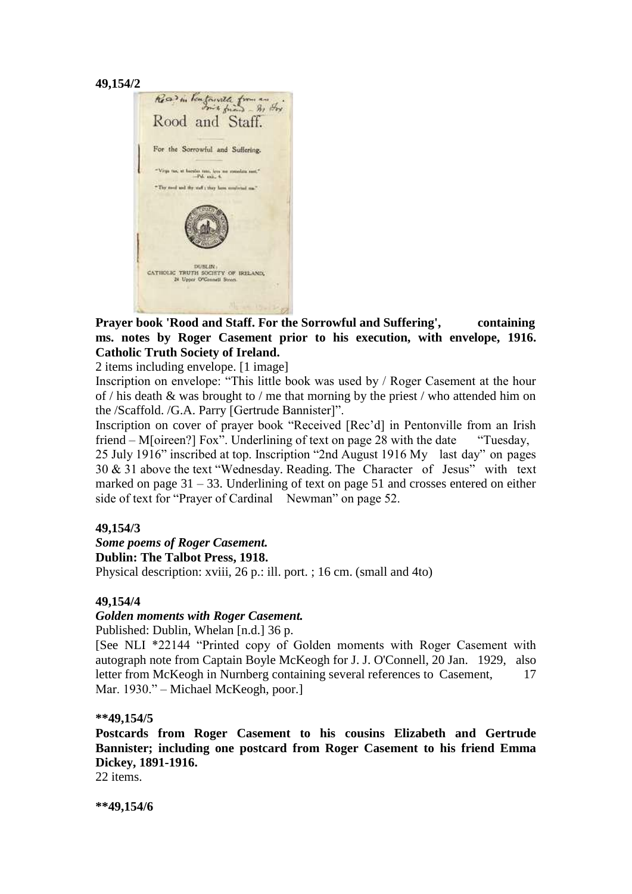**49,154/2**

**Prayer book 'Rood and Staff. For the Sorrowful and Suffering', containing ms. notes by Roger Casement prior to his execution, with envelope, 1916. Catholic Truth Society of Ireland.**

2 items including envelope. [1 image]

Inscription on envelope: "This little book was used by / Roger Casement at the hour of / his death & was brought to / me that morning by the priest / who attended him on the /Scaffold. /G.A. Parry [Gertrude Bannister]".

Inscription on cover of prayer book "Received [Rec'd] in Pentonville from an Irish friend – M[oireen?] Fox". Underlining of text on page 28 with the date "Tuesday, 25 July 1916" inscribed at top. Inscription "2nd August 1916 My last day" on pages 30 & 31 above the text "Wednesday. Reading. The Character of Jesus" with text marked on page 31 – 33. Underlining of text on page 51 and crosses entered on either side of text for "Prayer of Cardinal Newman" on page 52.

**49,154/3**

***Some poems of Roger Casement.***

**Dublin: The Talbot Press, 1918.**

Physical description: xviii, 26 p.: ill. port. ; 16 cm. (small and 4to)

**49,154/4**

***Golden moments with Roger Casement.***

Published: Dublin, Whelan [n.d.] 36 p.

[See NLI *22144 "Printed copy of Golden moments with Roger Casement with autograph note from Captain Boyle McKeogh for J. J. O'Connell, 20 Jan. 1929, also letter from McKeogh in Nurnberg containing several references to Casement, 17 Mar. 1930." – Michael McKeogh, poor.]

**\*\*49,154/5**

**Postcards from Roger Casement to his cousins Elizabeth and Gertrude Bannister; including one postcard from Roger Casement to his friend Emma Dickey, 1891-1916.**

22 items.

**\*\*49,154/6**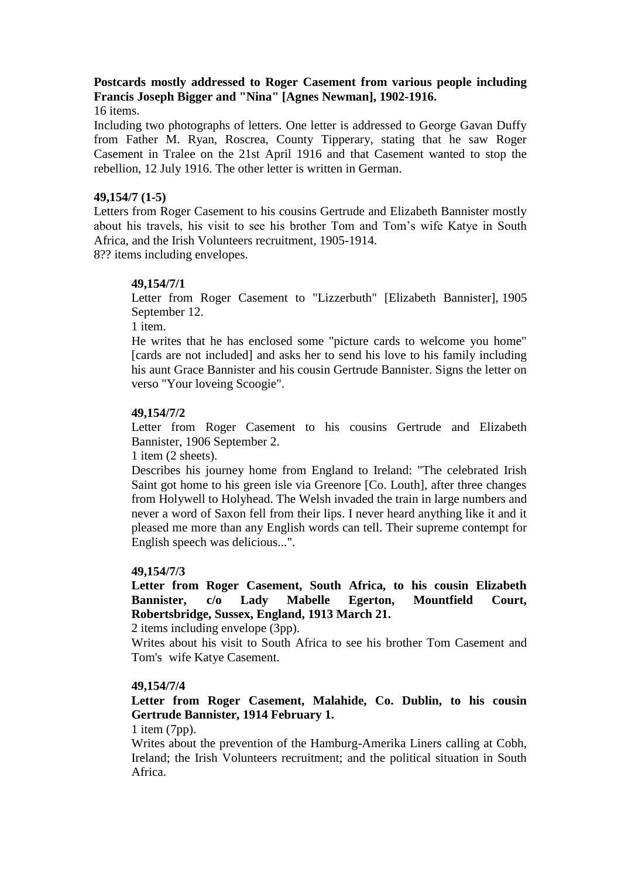**Postcards mostly addressed to Roger Casement from various people including Francis Joseph Bigger and "Nina" [Agnes Newman], 1902-1916.**

16 items.

Including two photographs of letters. One letter is addressed to George Gavan Duffy from Father M. Ryan, Roscrea, County Tipperary, stating that he saw Roger Casement in Tralee on the 21st April 1916 and that Casement wanted to stop the rebellion, 12 July 1916. The other letter is written in German.

**49,154/7 (1-5)**

Letters from Roger Casement to his cousins Gertrude and Elizabeth Bannister mostly about his travels, his visit to see his brother Tom and Tom's wife Katye in South Africa, and the Irish Volunteers recruitment, 1905-1914.

8?? items including envelopes.

**49,154/7/1**

Letter from Roger Casement to "Lizzerbuth" [Elizabeth Bannister], 1905 September 12.

1 item.

He writes that he has enclosed some "picture cards to welcome you home" [cards are not included] and asks her to send his love to his family including his aunt Grace Bannister and his cousin Gertrude Bannister. Signs the letter on verso "Your loveing Scoogie".

**49,154/7/2**

Letter from Roger Casement to his cousins Gertrude and Elizabeth Bannister, 1906 September 2.

1 item (2 sheets).

Describes his journey home from England to Ireland: "The celebrated Irish Saint got home to his green isle via Greenore [Co. Louth], after three changes from Holywell to Holyhead. The Welsh invaded the train in large numbers and never a word of Saxon fell from their lips. I never heard anything like it and it pleased me more than any English words can tell. Their supreme contempt for English speech was delicious...".

**49,154/7/3**

**Letter from Roger Casement, South Africa, to his cousin Elizabeth Bannister, c/o Lady Mabelle Egerton, Mountfield Court, Robertsbridge, Sussex, England, 1913 March 21.**

2 items including envelope (3pp).

Writes about his visit to South Africa to see his brother Tom Casement and Tom's wife Katye Casement.

**49,154/7/4**

**Letter from Roger Casement, Malahide, Co. Dublin, to his cousin Gertrude Bannister, 1914 February 1.**

1 item (7pp).

Writes about the prevention of the Hamburg-Amerika Liners calling at Cobh, Ireland; the Irish Volunteers recruitment; and the political situation in South Africa.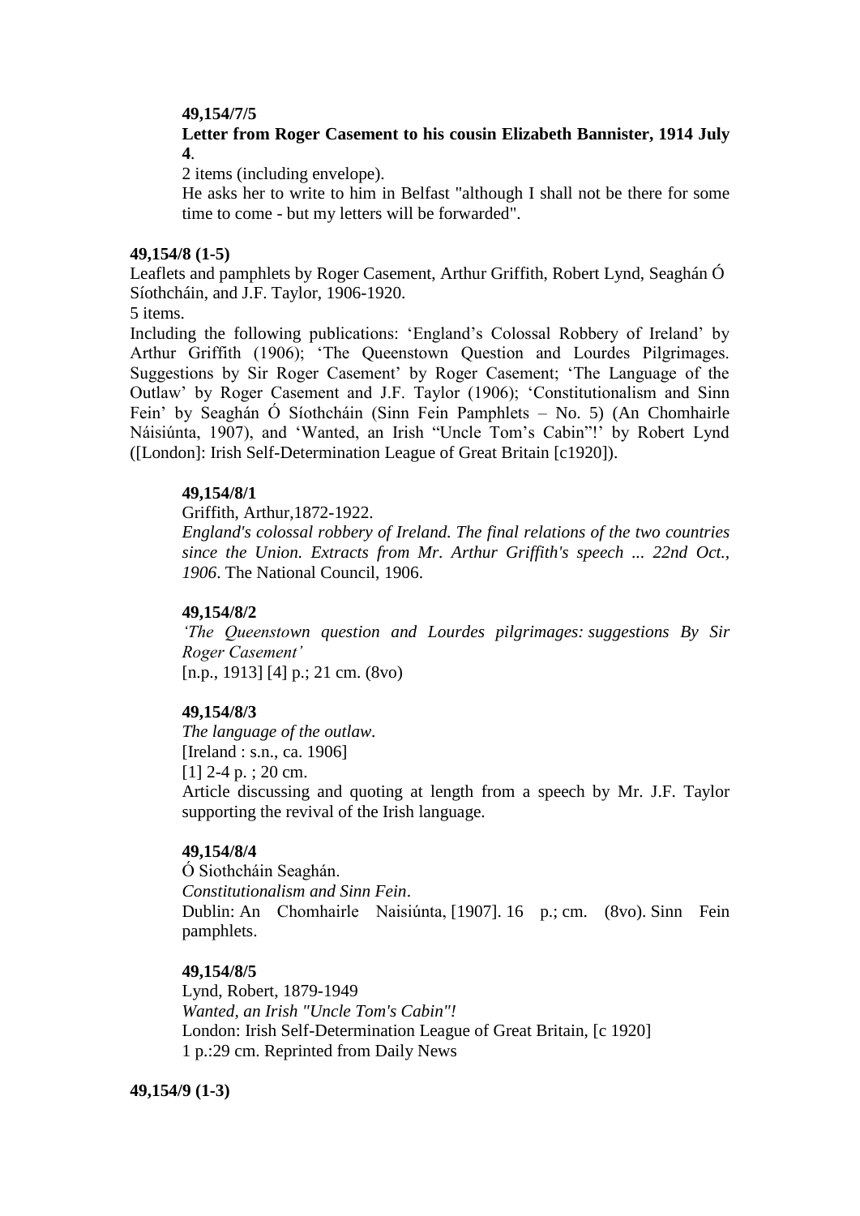**49,154/7/5**

**Letter from Roger Casement to his cousin Elizabeth Bannister, 1914 July 4**.

2 items (including envelope).

He asks her to write to him in Belfast "although I shall not be there for some time to come - but my letters will be forwarded".

**49,154/8 (1-5)**

Leaflets and pamphlets by Roger Casement, Arthur Griffith, Robert Lynd, Seaghán Ó Síothcháin, and J.F. Taylor, 1906-1920.

5 items.

Including the following publications: 'England's Colossal Robbery of Ireland' by Arthur Griffith (1906); 'The Queenstown Question and Lourdes Pilgrimages. Suggestions by Sir Roger Casement' by Roger Casement; 'The Language of the Outlaw' by Roger Casement and J.F. Taylor (1906); 'Constitutionalism and Sinn Fein' by Seaghán Ó Síothcháin (Sinn Fein Pamphlets – No. 5) (An Chomhairle Náisiúnta, 1907), and 'Wanted, an Irish "Uncle Tom's Cabin"!' by Robert Lynd ([London]: Irish Self-Determination League of Great Britain [c1920]).

**49,154/8/1**

Griffith, Arthur,1872-1922.

*England's colossal robbery of Ireland. The final relations of the two countries since the Union. Extracts from Mr. Arthur Griffith's speech ... 22nd Oct., 1906*. The National Council, 1906.

**49,154/8/2**

*'The Queenstown question and Lourdes pilgrimages: suggestions By Sir Roger Casement'*

[n.p., 1913] [4] p.; 21 cm. (8vo)

**49,154/8/3**

*The language of the outlaw*.

[Ireland : s.n., ca. 1906]

[1] 2-4 p. ; 20 cm.

Article discussing and quoting at length from a speech by Mr. J.F. Taylor supporting the revival of the Irish language.

**49,154/8/4**

Ó Siothcháin Seaghán.

*Constitutionalism and Sinn Fein*.

Dublin: An Chomhairle Naisiúnta, [1907]. 16 p.; cm. (8vo). Sinn Fein pamphlets.

**49,154/8/5**

Lynd, Robert, 1879-1949

*Wanted, an Irish "Uncle Tom's Cabin"!*

London: Irish Self-Determination League of Great Britain, [c 1920]

1 p.:29 cm. Reprinted from Daily News

**49,154/9 (1-3)**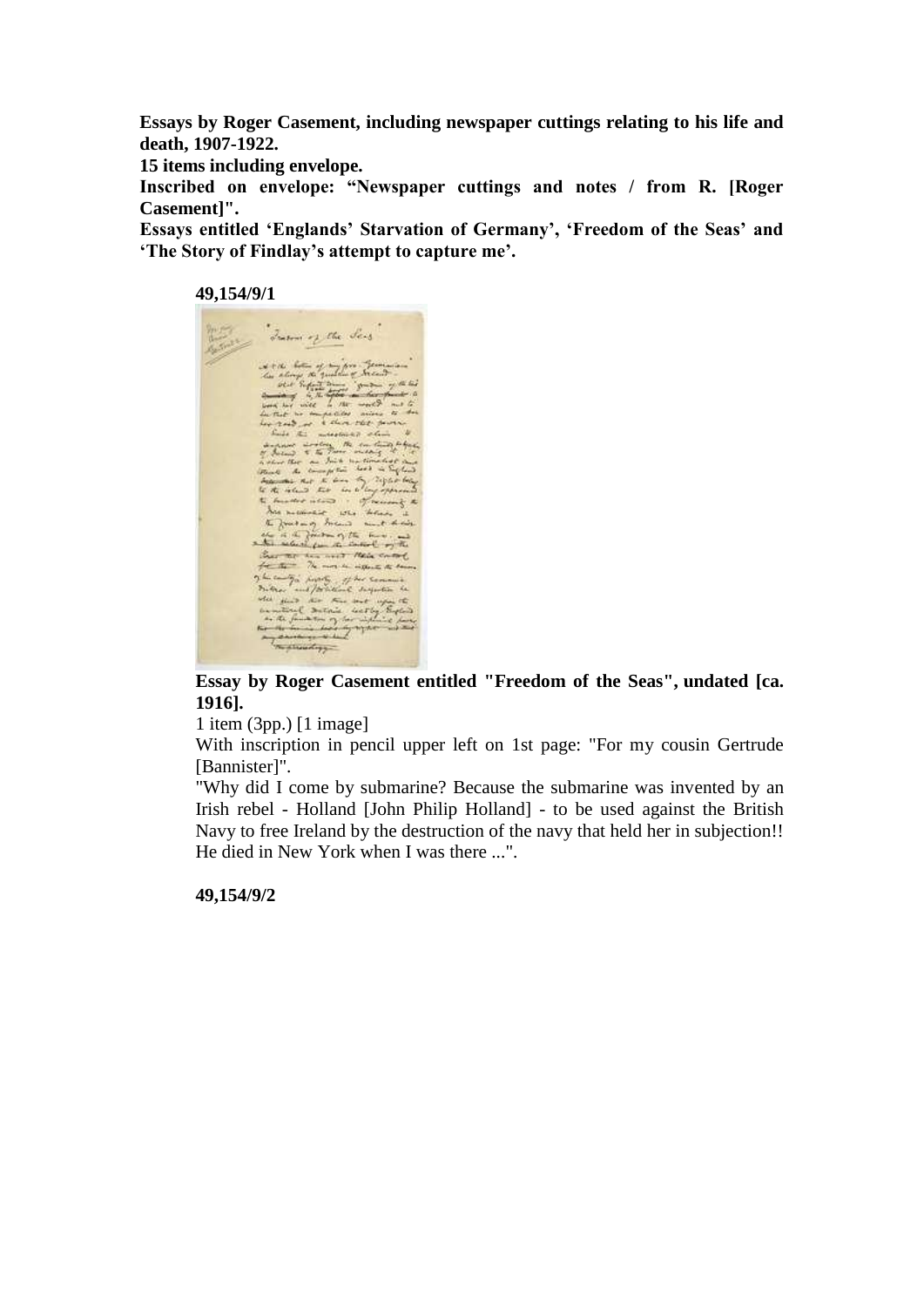**Essays by Roger Casement, including newspaper cuttings relating to his life and death, 1907-1922.**

**15 items including envelope.**

**Inscribed on envelope: "Newspaper cuttings and notes / from R. [Roger Casement]".**

**Essays entitled 'Englands' Starvation of Germany', 'Freedom of the Seas' and 'The Story of Findlay's attempt to capture me'.**

**49,154/9/1**

**Essay by Roger Casement entitled "Freedom of the Seas", undated [ca. 1916].**

1 item (3pp.) [1 image]

With inscription in pencil upper left on 1st page: "For my cousin Gertrude [Bannister]".

"Why did I come by submarine? Because the submarine was invented by an Irish rebel - Holland [John Philip Holland] - to be used against the British Navy to free Ireland by the destruction of the navy that held her in subjection!! He died in New York when I was there ...".

**49,154/9/2**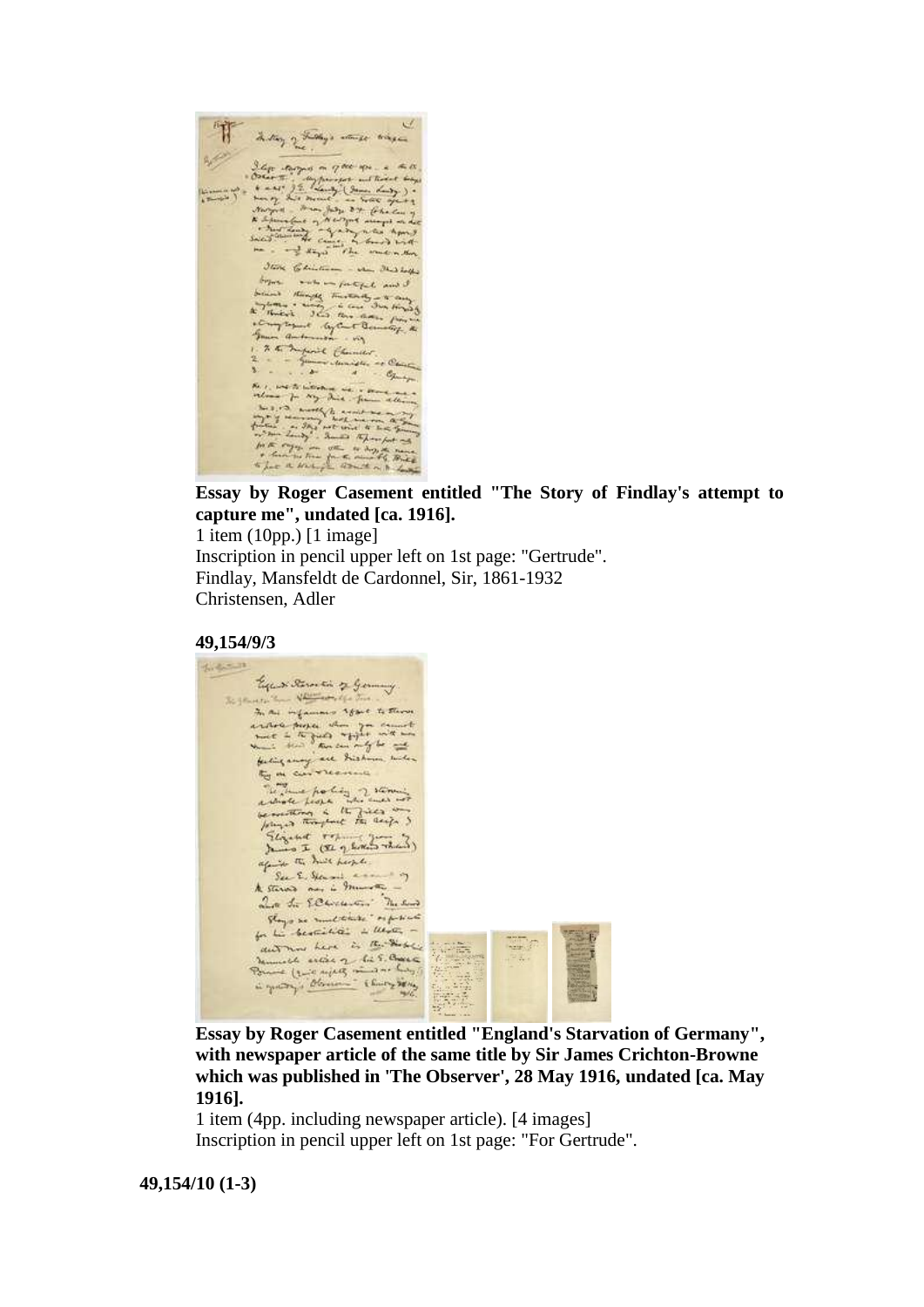**Essay by Roger Casement entitled "The Story of Findlay's attempt to capture me", undated [ca. 1916].**

1 item (10pp.) [1 image]

Inscription in pencil upper left on 1st page: "Gertrude".

Findlay, Mansfeldt de Cardonnel, Sir, 1861-1932

Christensen, Adler

**49,154/9/3**

**Essay by Roger Casement entitled "England's Starvation of Germany", with newspaper article of the same title by Sir James Crichton-Browne which was published in 'The Observer', 28 May 1916, undated [ca. May 1916].**

1 item (4pp. including newspaper article). [4 images]

Inscription in pencil upper left on 1st page: "For Gertrude".

**49,154/10 (1-3)**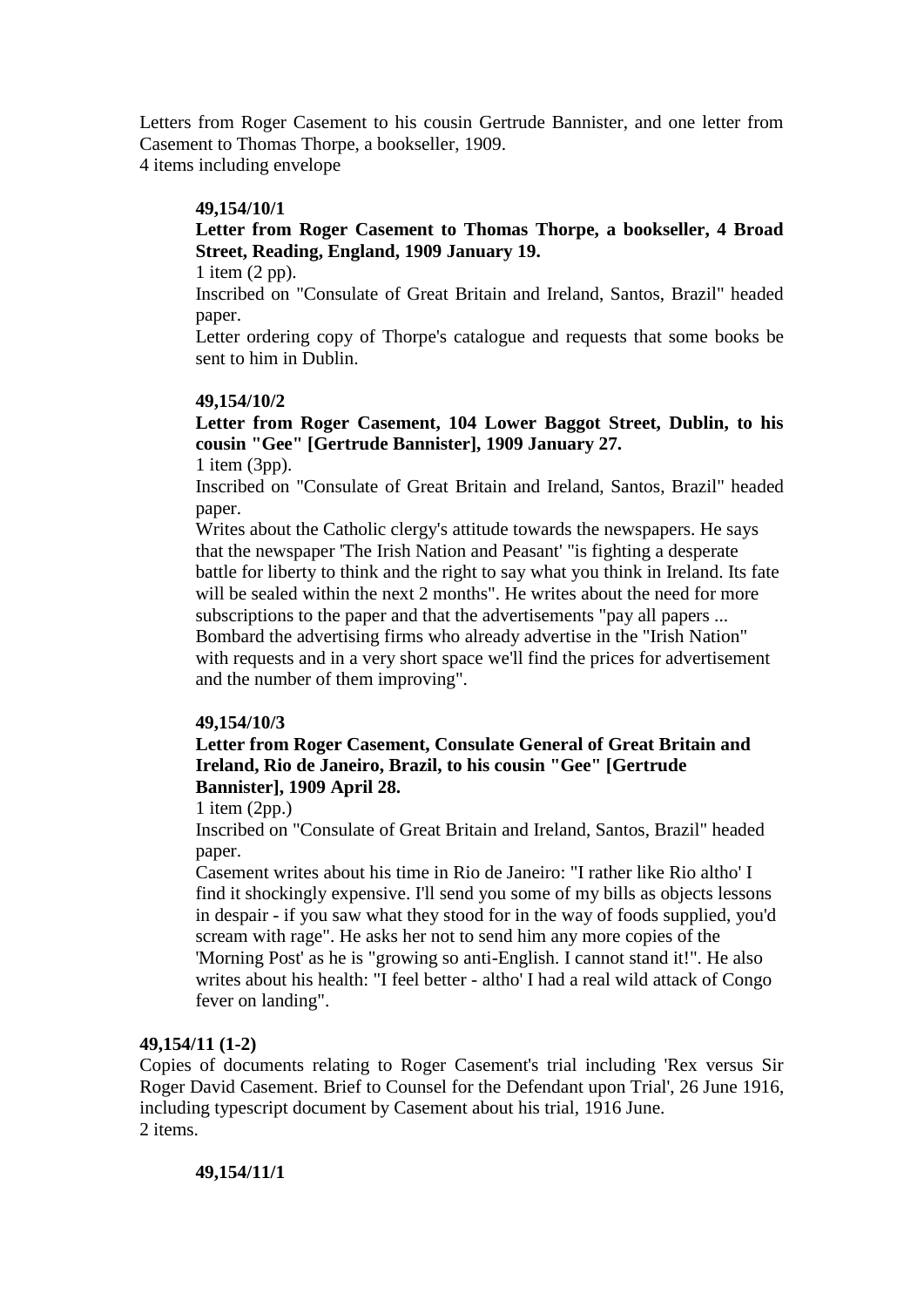Letters from Roger Casement to his cousin Gertrude Bannister, and one letter from Casement to Thomas Thorpe, a bookseller, 1909.
4 items including envelope

**49,154/10/1**

**Letter from Roger Casement to Thomas Thorpe, a bookseller, 4 Broad Street, Reading, England, 1909 January 19.**

1 item (2 pp).

Inscribed on "Consulate of Great Britain and Ireland, Santos, Brazil" headed paper.

Letter ordering copy of Thorpe's catalogue and requests that some books be sent to him in Dublin.

**49,154/10/2**

**Letter from Roger Casement, 104 Lower Baggot Street, Dublin, to his cousin "Gee" [Gertrude Bannister], 1909 January 27.**

1 item (3pp).

Inscribed on "Consulate of Great Britain and Ireland, Santos, Brazil" headed paper.

Writes about the Catholic clergy's attitude towards the newspapers. He says that the newspaper 'The Irish Nation and Peasant' "is fighting a desperate battle for liberty to think and the right to say what you think in Ireland. Its fate will be sealed within the next 2 months". He writes about the need for more subscriptions to the paper and that the advertisements "pay all papers ... Bombard the advertising firms who already advertise in the "Irish Nation" with requests and in a very short space we'll find the prices for advertisement and the number of them improving".

**49,154/10/3**

**Letter from Roger Casement, Consulate General of Great Britain and Ireland, Rio de Janeiro, Brazil, to his cousin "Gee" [Gertrude Bannister], 1909 April 28.**

1 item (2pp.)

Inscribed on "Consulate of Great Britain and Ireland, Santos, Brazil" headed paper.

Casement writes about his time in Rio de Janeiro: "I rather like Rio altho' I find it shockingly expensive. I'll send you some of my bills as objects lessons in despair - if you saw what they stood for in the way of foods supplied, you'd scream with rage". He asks her not to send him any more copies of the 'Morning Post' as he is "growing so anti-English. I cannot stand it!". He also writes about his health: "I feel better - altho' I had a real wild attack of Congo fever on landing".

**49,154/11 (1-2)**

Copies of documents relating to Roger Casement's trial including 'Rex versus Sir Roger David Casement. Brief to Counsel for the Defendant upon Trial', 26 June 1916, including typescript document by Casement about his trial, 1916 June.
2 items.

**49,154/11/1**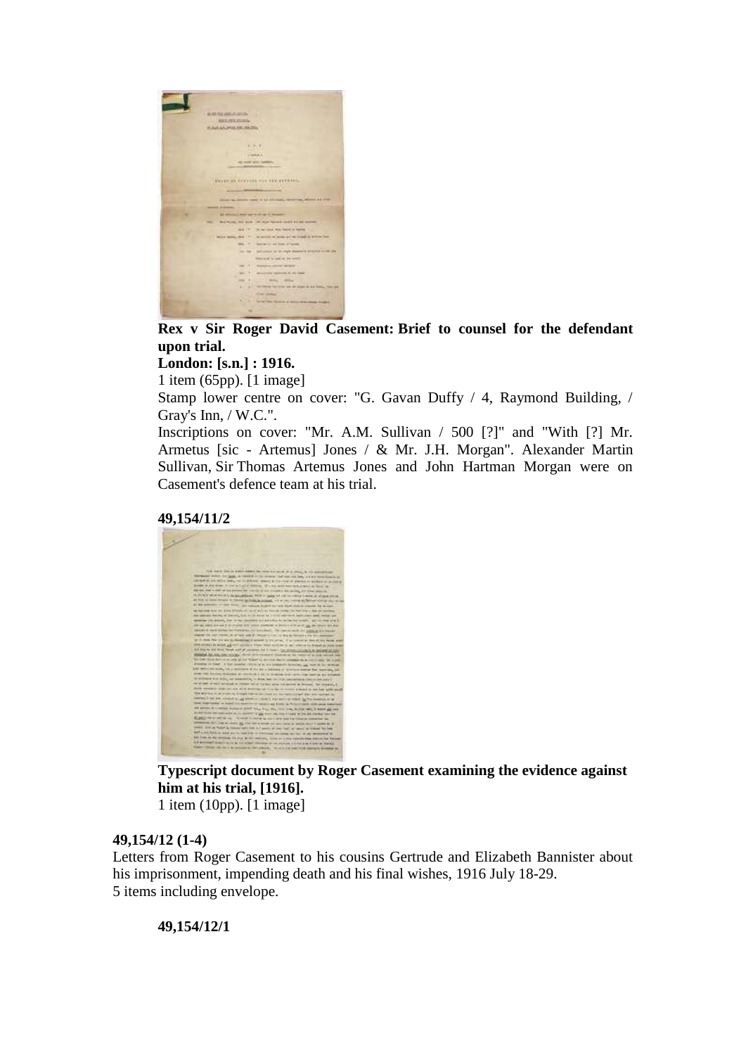**Rex v Sir Roger David Casement: Brief to counsel for the defendant upon trial.**

**London: [s.n.] : 1916.**

1 item (65pp). [1 image]

Stamp lower centre on cover: "G. Gavan Duffy / 4, Raymond Building, / Gray's Inn, / W.C.".

Inscriptions on cover: "Mr. A.M. Sullivan / 500 [?]" and "With [?] Mr. Armetus [sic - Artemus] Jones / & Mr. J.H. Morgan". Alexander Martin Sullivan, Sir Thomas Artemus Jones and John Hartman Morgan were on Casement's defence team at his trial.

**49,154/11/2**

**Typescript document by Roger Casement examining the evidence against him at his trial, [1916].**

1 item (10pp). [1 image]

**49,154/12 (1-4)**

Letters from Roger Casement to his cousins Gertrude and Elizabeth Bannister about his imprisonment, impending death and his final wishes, 1916 July 18-29.

5 items including envelope.

**49,154/12/1**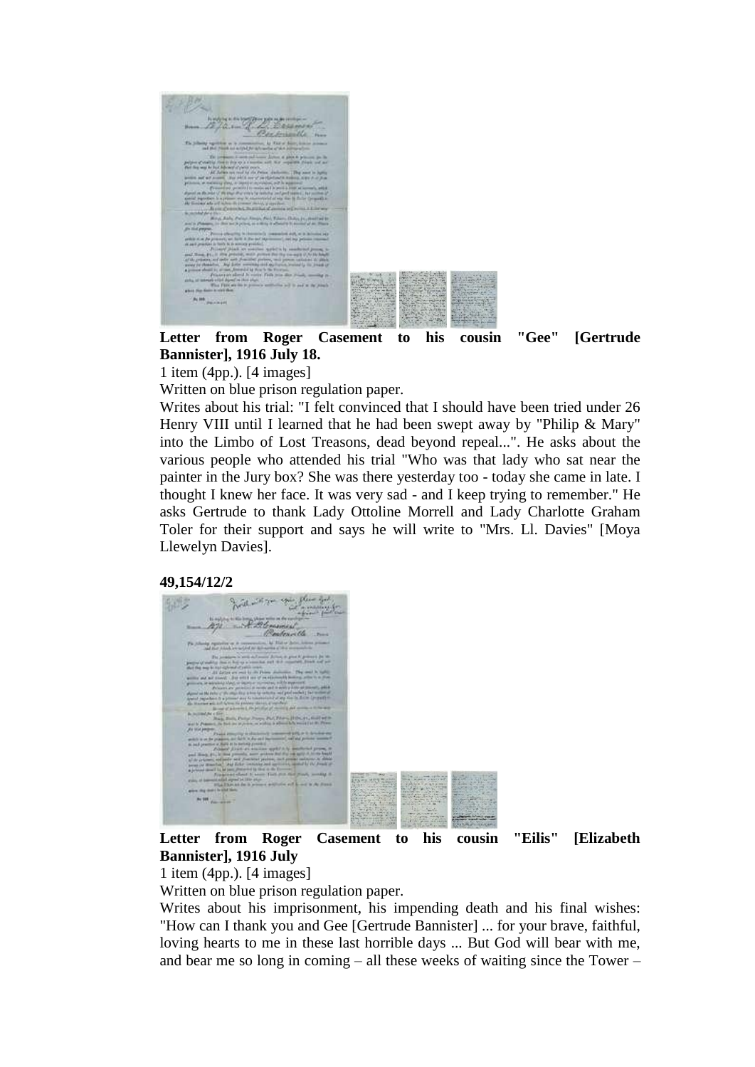**Letter from Roger Casement to his cousin "Gee" [Gertrude Bannister], 1916 July 18.**

1 item (4pp.). [4 images]

Written on blue prison regulation paper.

Writes about his trial: "I felt convinced that I should have been tried under 26 Henry VIII until I learned that he had been swept away by "Philip & Mary" into the Limbo of Lost Treasons, dead beyond repeal...". He asks about the various people who attended his trial "Who was that lady who sat near the painter in the Jury box? She was there yesterday too - today she came in late. I thought I knew her face. It was very sad - and I keep trying to remember." He asks Gertrude to thank Lady Ottoline Morrell and Lady Charlotte Graham Toler for their support and says he will write to "Mrs. Ll. Davies" [Moya Llewelyn Davies].

**49,154/12/2**

**Letter from Roger Casement to his cousin "Eilis" [Elizabeth Bannister], 1916 July**

1 item (4pp.). [4 images]

Written on blue prison regulation paper.

Writes about his imprisonment, his impending death and his final wishes: "How can I thank you and Gee [Gertrude Bannister] ... for your brave, faithful, loving hearts to me in these last horrible days ... But God will bear with me, and bear me so long in coming – all these weeks of waiting since the Tower –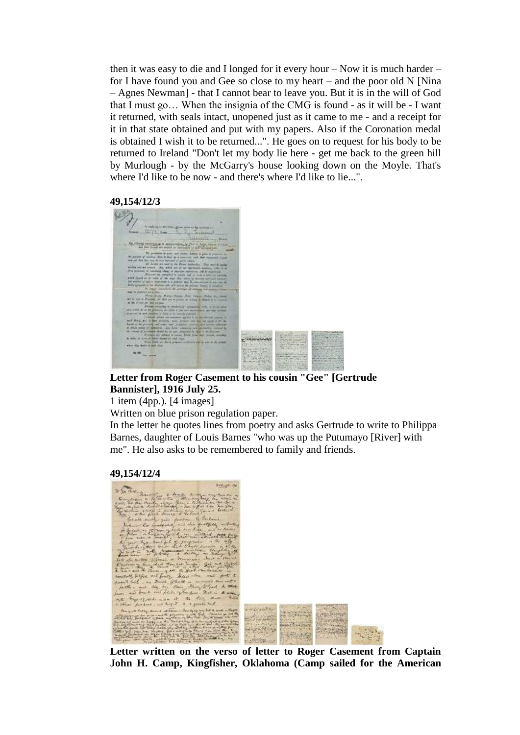then it was easy to die and I longed for it every hour – Now it is much harder – for I have found you and Gee so close to my heart – and the poor old N [Nina – Agnes Newman] - that I cannot bear to leave you. But it is in the will of God that I must go… When the insignia of the CMG is found - as it will be - I want it returned, with seals intact, unopened just as it came to me - and a receipt for it in that state obtained and put with my papers. Also if the Coronation medal is obtained I wish it to be returned...". He goes on to request for his body to be returned to Ireland "Don't let my body lie here - get me back to the green hill by Murlough - by the McGarry's house looking down on the Moyle. That's where I'd like to be now - and there's where I'd like to lie...".

**49,154/12/3**

**Letter from Roger Casement to his cousin "Gee" [Gertrude Bannister], 1916 July 25.**

1 item (4pp.). [4 images]

Written on blue prison regulation paper.

In the letter he quotes lines from poetry and asks Gertrude to write to Philippa Barnes, daughter of Louis Barnes "who was up the Putumayo [River] with me". He also asks to be remembered to family and friends.

**49,154/12/4**

**Letter written on the verso of letter to Roger Casement from Captain John H. Camp, Kingfisher, Oklahoma (Camp sailed for the American**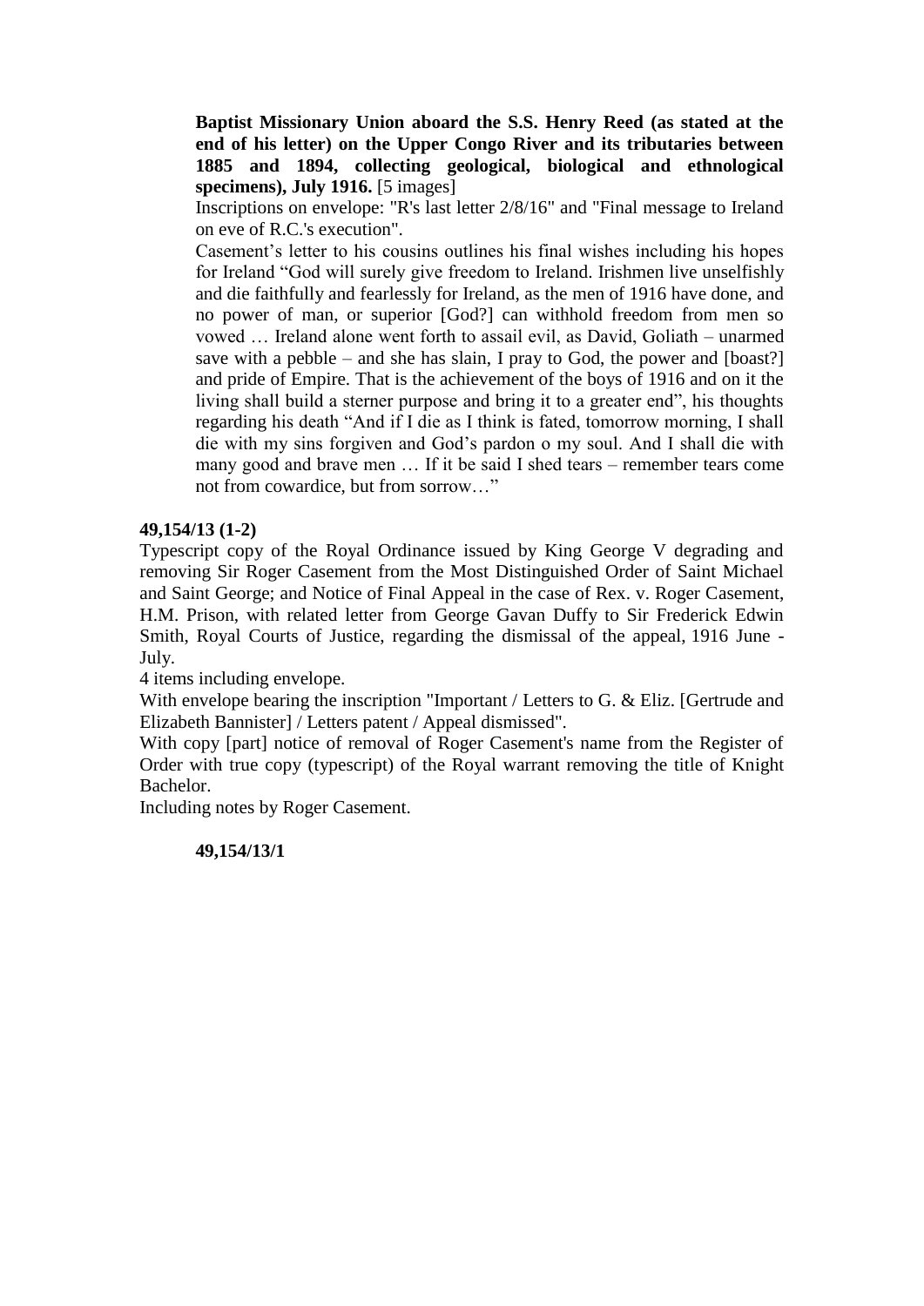**Baptist Missionary Union aboard the S.S. Henry Reed (as stated at the end of his letter) on the Upper Congo River and its tributaries between 1885 and 1894, collecting geological, biological and ethnological specimens), July 1916.** [5 images]

Inscriptions on envelope: "R's last letter 2/8/16" and "Final message to Ireland on eve of R.C.'s execution".

Casement's letter to his cousins outlines his final wishes including his hopes for Ireland "God will surely give freedom to Ireland. Irishmen live unselfishly and die faithfully and fearlessly for Ireland, as the men of 1916 have done, and no power of man, or superior [God?] can withhold freedom from men so vowed … Ireland alone went forth to assail evil, as David, Goliath – unarmed save with a pebble – and she has slain, I pray to God, the power and [boast?] and pride of Empire. That is the achievement of the boys of 1916 and on it the living shall build a sterner purpose and bring it to a greater end", his thoughts regarding his death "And if I die as I think is fated, tomorrow morning, I shall die with my sins forgiven and God's pardon o my soul. And I shall die with many good and brave men … If it be said I shed tears – remember tears come not from cowardice, but from sorrow…"

**49,154/13 (1-2)**

Typescript copy of the Royal Ordinance issued by King George V degrading and removing Sir Roger Casement from the Most Distinguished Order of Saint Michael and Saint George; and Notice of Final Appeal in the case of Rex. v. Roger Casement, H.M. Prison, with related letter from George Gavan Duffy to Sir Frederick Edwin Smith, Royal Courts of Justice, regarding the dismissal of the appeal, 1916 June - July.

4 items including envelope.

With envelope bearing the inscription "Important / Letters to G. & Eliz. [Gertrude and Elizabeth Bannister] / Letters patent / Appeal dismissed".

With copy [part] notice of removal of Roger Casement's name from the Register of Order with true copy (typescript) of the Royal warrant removing the title of Knight Bachelor.

Including notes by Roger Casement.

**49,154/13/1**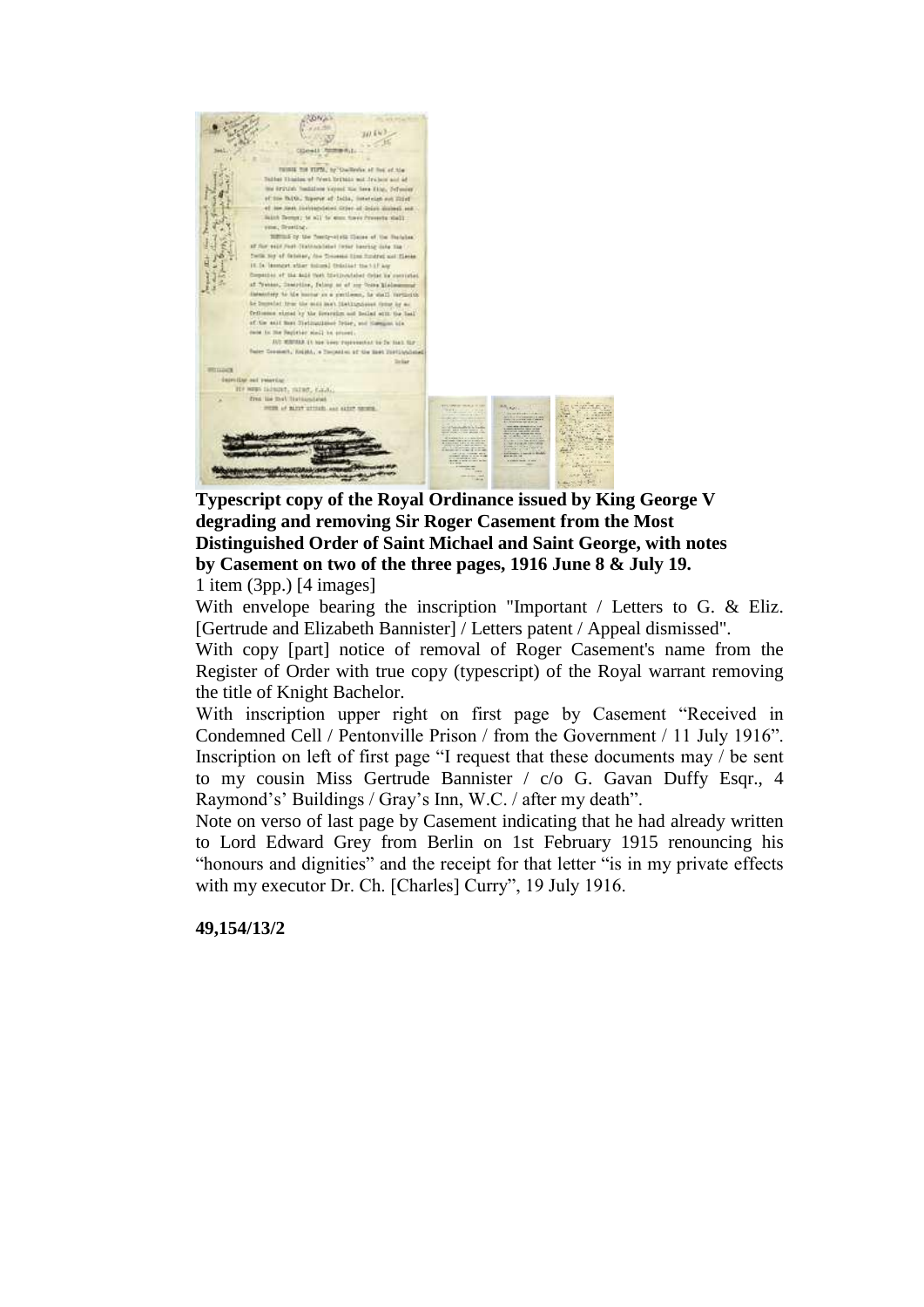**Typescript copy of the Royal Ordinance issued by King George V degrading and removing Sir Roger Casement from the Most Distinguished Order of Saint Michael and Saint George, with notes by Casement on two of the three pages, 1916 June 8 & July 19.**

1 item (3pp.) [4 images]

With envelope bearing the inscription "Important / Letters to G. & Eliz. [Gertrude and Elizabeth Bannister] / Letters patent / Appeal dismissed".

With copy [part] notice of removal of Roger Casement's name from the Register of Order with true copy (typescript) of the Royal warrant removing the title of Knight Bachelor.

With inscription upper right on first page by Casement "Received in Condemned Cell / Pentonville Prison / from the Government / 11 July 1916". Inscription on left of first page "I request that these documents may / be sent to my cousin Miss Gertrude Bannister / c/o G. Gavan Duffy Esqr., 4 Raymond's' Buildings / Gray's Inn, W.C. / after my death".

Note on verso of last page by Casement indicating that he had already written to Lord Edward Grey from Berlin on 1st February 1915 renouncing his "honours and dignities" and the receipt for that letter "is in my private effects with my executor Dr. Ch. [Charles] Curry", 19 July 1916.

**49,154/13/2**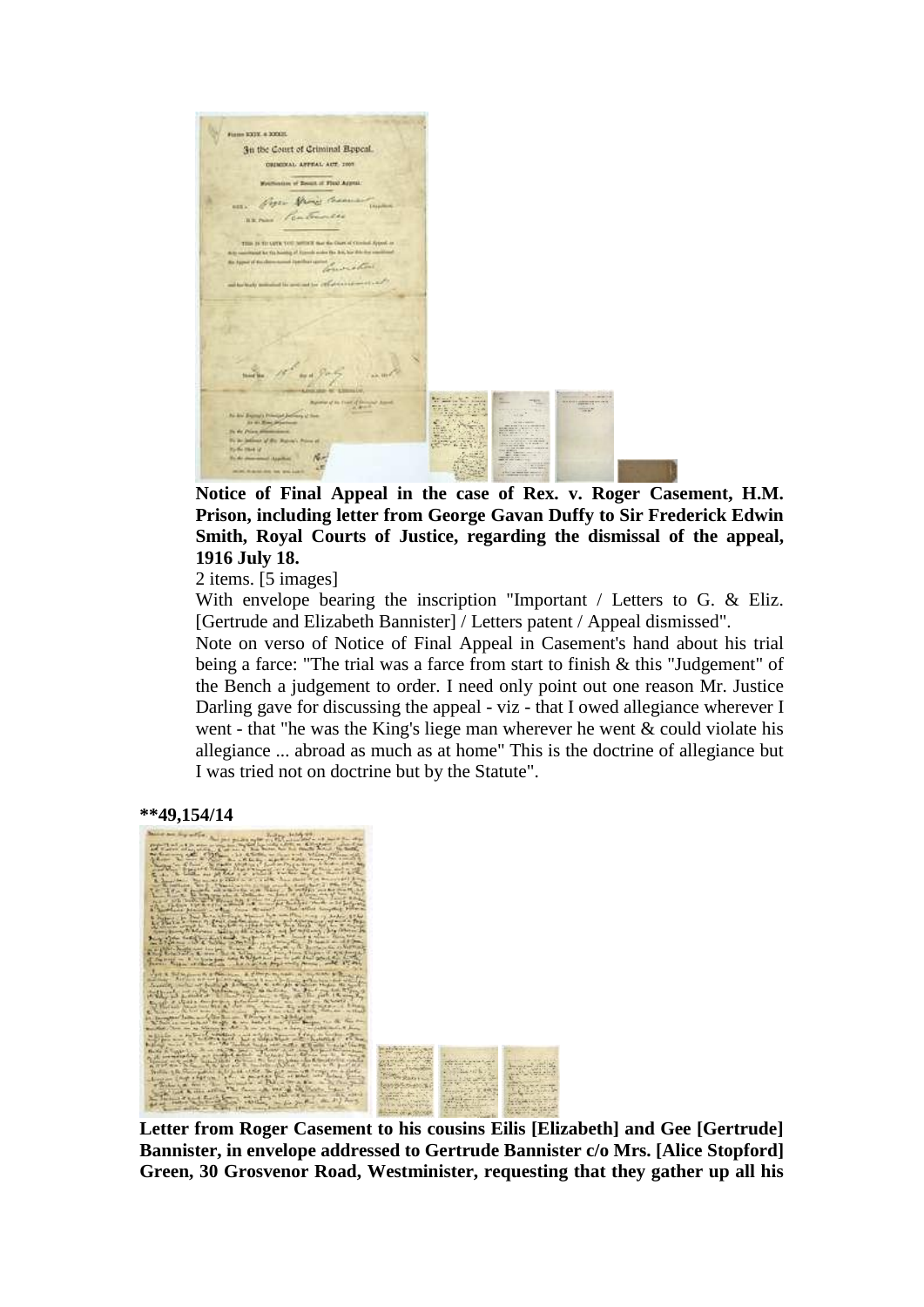**Notice of Final Appeal in the case of Rex. v. Roger Casement, H.M. Prison, including letter from George Gavan Duffy to Sir Frederick Edwin Smith, Royal Courts of Justice, regarding the dismissal of the appeal, 1916 July 18.**

2 items. [5 images]

With envelope bearing the inscription "Important / Letters to G. & Eliz. [Gertrude and Elizabeth Bannister] / Letters patent / Appeal dismissed".

Note on verso of Notice of Final Appeal in Casement's hand about his trial being a farce: "The trial was a farce from start to finish & this "Judgement" of the Bench a judgement to order. I need only point out one reason Mr. Justice Darling gave for discussing the appeal - viz - that I owed allegiance wherever I went - that "he was the King's liege man wherever he went & could violate his allegiance ... abroad as much as at home" This is the doctrine of allegiance but I was tried not on doctrine but by the Statute".

**\*\*49,154/14**

**Letter from Roger Casement to his cousins Eilis [Elizabeth] and Gee [Gertrude] Bannister, in envelope addressed to Gertrude Bannister c/o Mrs. [Alice Stopford] Green, 30 Grosvenor Road, Westminister, requesting that they gather up all his**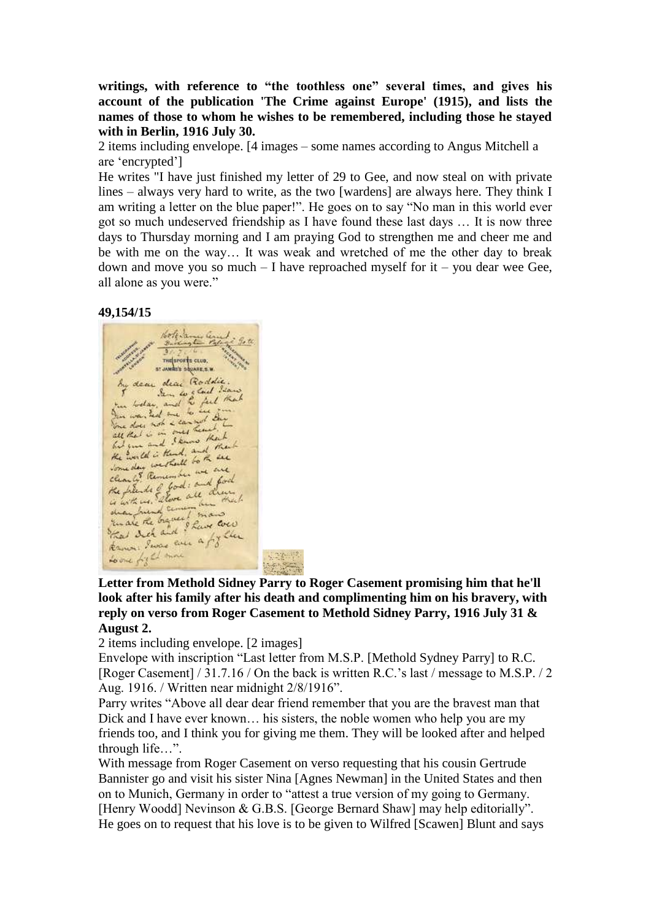**writings, with reference to "the toothless one" several times, and gives his account of the publication 'The Crime against Europe' (1915), and lists the names of those to whom he wishes to be remembered, including those he stayed with in Berlin, 1916 July 30.**

2 items including envelope. [4 images – some names according to Angus Mitchell a are 'encrypted']

He writes "I have just finished my letter of 29 to Gee, and now steal on with private lines – always very hard to write, as the two [wardens] are always here. They think I am writing a letter on the blue paper!". He goes on to say "No man in this world ever got so much undeserved friendship as I have found these last days … It is now three days to Thursday morning and I am praying God to strengthen me and cheer me and be with me on the way… It was weak and wretched of me the other day to break down and move you so much – I have reproached myself for it – you dear wee Gee, all alone as you were."

**49,154/15**

**Letter from Methold Sidney Parry to Roger Casement promising him that he'll look after his family after his death and complimenting him on his bravery, with reply on verso from Roger Casement to Methold Sidney Parry, 1916 July 31 & August 2.**

2 items including envelope. [2 images]

Envelope with inscription "Last letter from M.S.P. [Methold Sydney Parry] to R.C. [Roger Casement] / 31.7.16 / On the back is written R.C.'s last / message to M.S.P. / 2 Aug. 1916. / Written near midnight 2/8/1916".

Parry writes "Above all dear dear friend remember that you are the bravest man that Dick and I have ever known… his sisters, the noble women who help you are my friends too, and I think you for giving me them. They will be looked after and helped through life…".

With message from Roger Casement on verso requesting that his cousin Gertrude Bannister go and visit his sister Nina [Agnes Newman] in the United States and then on to Munich, Germany in order to "attest a true version of my going to Germany. [Henry Woodd] Nevinson & G.B.S. [George Bernard Shaw] may help editorially". He goes on to request that his love is to be given to Wilfred [Scawen] Blunt and says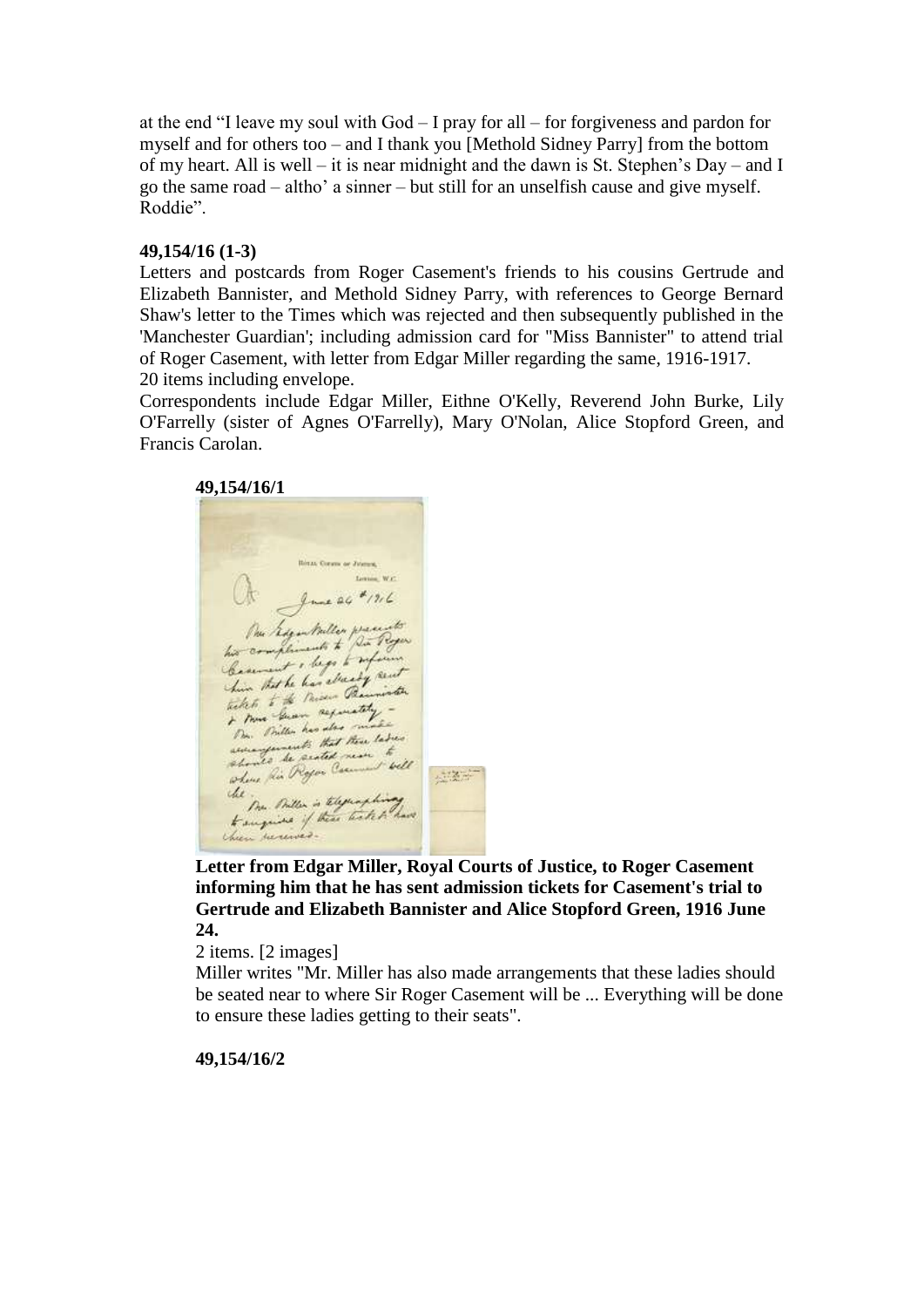at the end "I leave my soul with God – I pray for all – for forgiveness and pardon for myself and for others too – and I thank you [Methold Sidney Parry] from the bottom of my heart. All is well – it is near midnight and the dawn is St. Stephen's Day – and I go the same road – altho' a sinner – but still for an unselfish cause and give myself. Roddie".

**49,154/16 (1-3)**

Letters and postcards from Roger Casement's friends to his cousins Gertrude and Elizabeth Bannister, and Methold Sidney Parry, with references to George Bernard Shaw's letter to the Times which was rejected and then subsequently published in the 'Manchester Guardian'; including admission card for "Miss Bannister" to attend trial of Roger Casement, with letter from Edgar Miller regarding the same, 1916-1917.
20 items including envelope.
Correspondents include Edgar Miller, Eithne O'Kelly, Reverend John Burke, Lily O'Farrelly (sister of Agnes O'Farrelly), Mary O'Nolan, Alice Stopford Green, and Francis Carolan.

**49,154/16/1**

**Letter from Edgar Miller, Royal Courts of Justice, to Roger Casement informing him that he has sent admission tickets for Casement's trial to Gertrude and Elizabeth Bannister and Alice Stopford Green, 1916 June 24.**

2 items. [2 images]

Miller writes "Mr. Miller has also made arrangements that these ladies should be seated near to where Sir Roger Casement will be ... Everything will be done to ensure these ladies getting to their seats".

**49,154/16/2**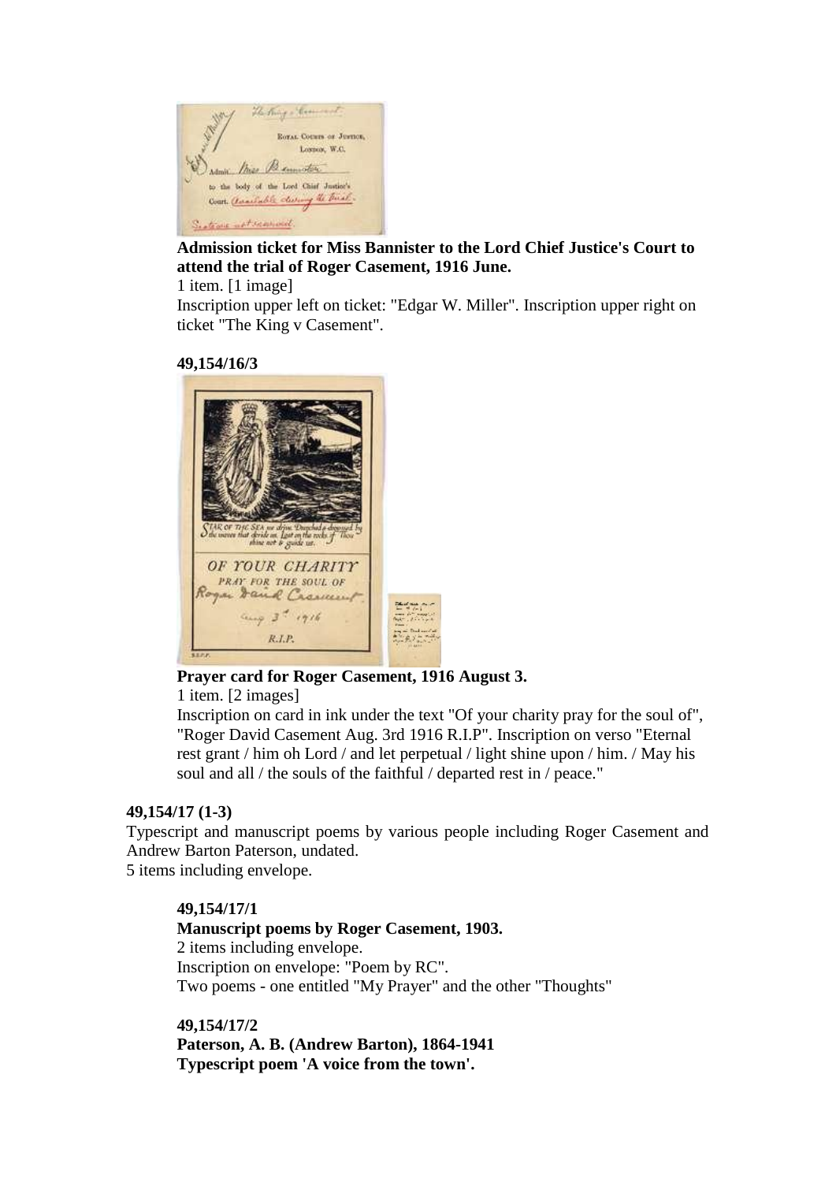**Admission ticket for Miss Bannister to the Lord Chief Justice's Court to attend the trial of Roger Casement, 1916 June.**

1 item. [1 image]

Inscription upper left on ticket: "Edgar W. Miller". Inscription upper right on ticket "The King v Casement".

**49,154/16/3**

**Prayer card for Roger Casement, 1916 August 3.**

1 item. [2 images]

Inscription on card in ink under the text "Of your charity pray for the soul of", "Roger David Casement Aug. 3rd 1916 R.I.P". Inscription on verso "Eternal rest grant / him oh Lord / and let perpetual / light shine upon / him. / May his soul and all / the souls of the faithful / departed rest in / peace."

**49,154/17 (1-3)**

Typescript and manuscript poems by various people including Roger Casement and Andrew Barton Paterson, undated.

5 items including envelope.

**49,154/17/1**

**Manuscript poems by Roger Casement, 1903.**

2 items including envelope.

Inscription on envelope: "Poem by RC".

Two poems - one entitled "My Prayer" and the other "Thoughts"

**49,154/17/2**

**Paterson, A. B. (Andrew Barton), 1864-1941**

**Typescript poem 'A voice from the town'.**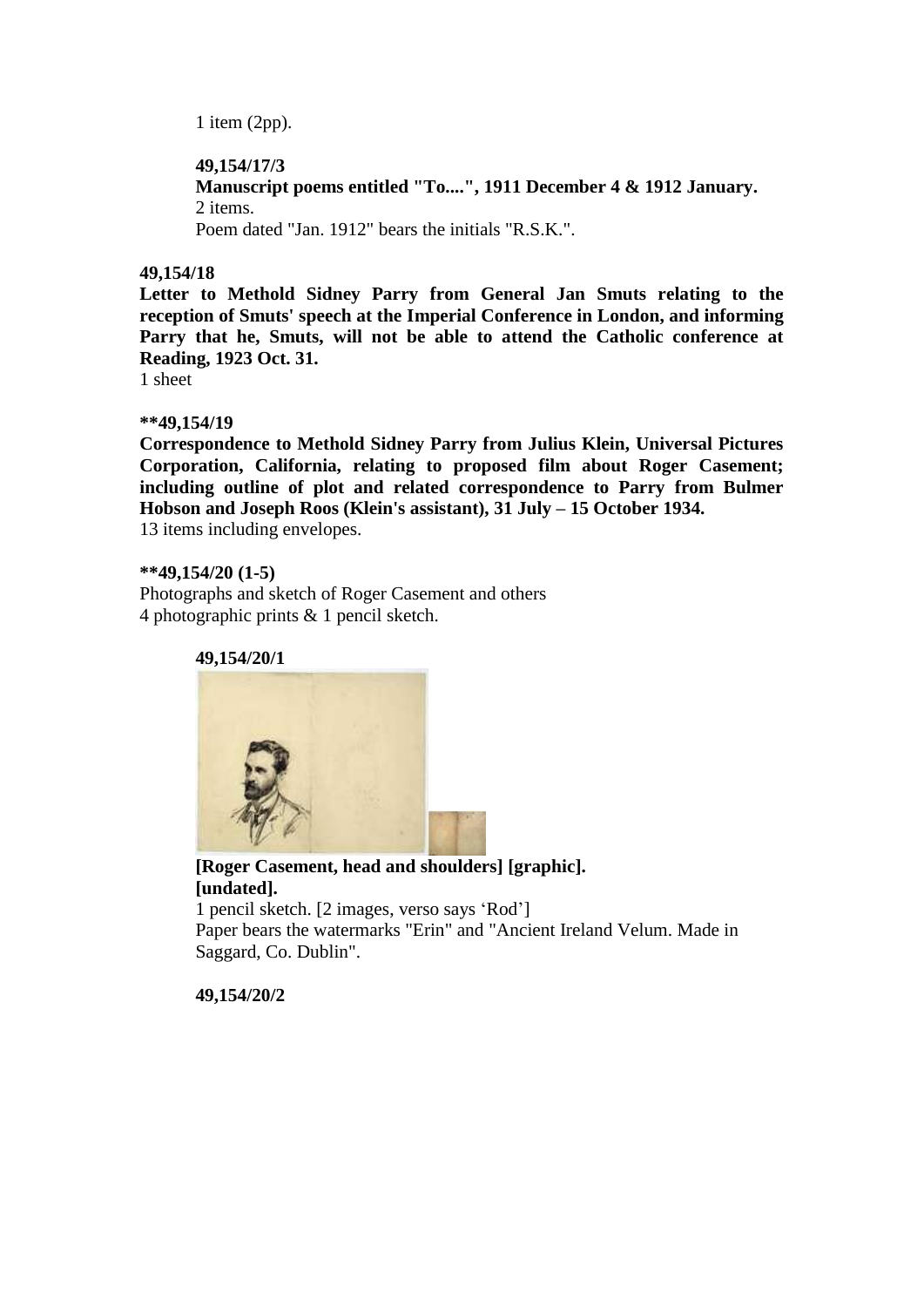1 item (2pp).

**49,154/17/3**
**Manuscript poems entitled "To....", 1911 December 4 & 1912 January.**
2 items.
Poem dated "Jan. 1912" bears the initials "R.S.K.".

**49,154/18**
**Letter to Methold Sidney Parry from General Jan Smuts relating to the reception of Smuts' speech at the Imperial Conference in London, and informing Parry that he, Smuts, will not be able to attend the Catholic conference at Reading, 1923 Oct. 31.**
1 sheet

**\*\*49,154/19**
**Correspondence to Methold Sidney Parry from Julius Klein, Universal Pictures Corporation, California, relating to proposed film about Roger Casement; including outline of plot and related correspondence to Parry from Bulmer Hobson and Joseph Roos (Klein's assistant), 31 July – 15 October 1934.**
13 items including envelopes.

**\*\*49,154/20 (1-5)**
Photographs and sketch of Roger Casement and others
4 photographic prints & 1 pencil sketch.

**49,154/20/1**

**[Roger Casement, head and shoulders] [graphic].**
**[undated].**
1 pencil sketch. [2 images, verso says 'Rod']
Paper bears the watermarks "Erin" and "Ancient Ireland Velum. Made in Saggard, Co. Dublin".

**49,154/20/2**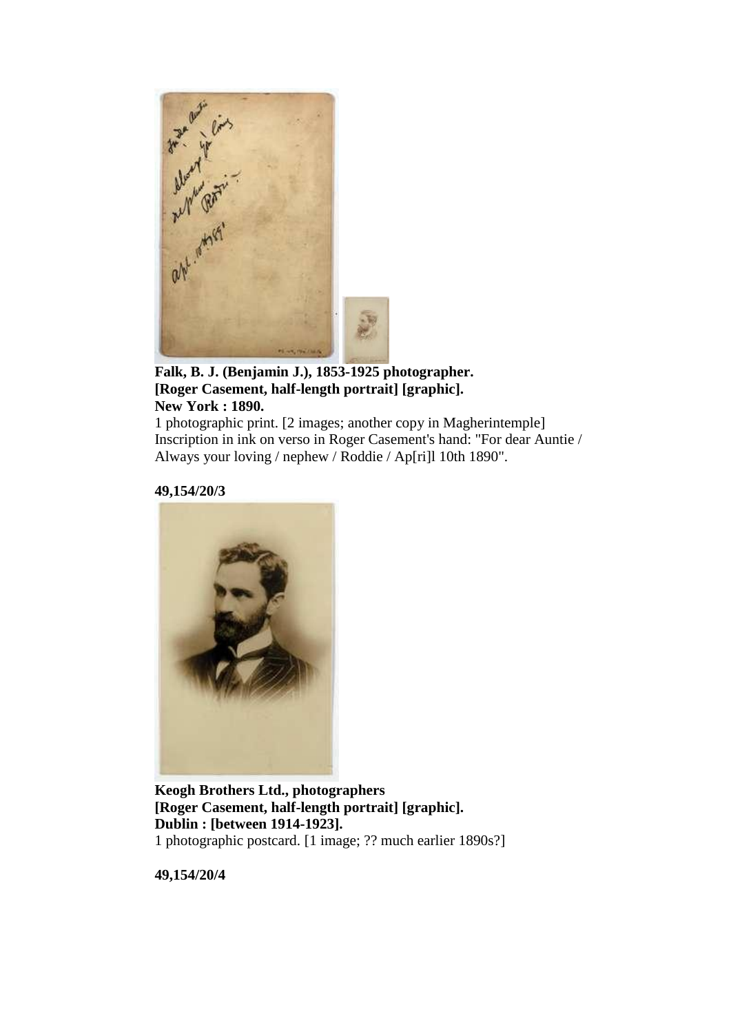**Falk, B. J. (Benjamin J.), 1853-1925 photographer.**
**[Roger Casement, half-length portrait] [graphic].**
**New York : 1890.**
1 photographic print. [2 images; another copy in Magherintemple]
Inscription in ink on verso in Roger Casement's hand: "For dear Auntie / Always your loving / nephew / Roddie / Ap[ri]l 10th 1890".

**49,154/20/3**

**Keogh Brothers Ltd., photographers**
**[Roger Casement, half-length portrait] [graphic].**
**Dublin : [between 1914-1923].**
1 photographic postcard. [1 image; ?? much earlier 1890s?]

**49,154/20/4**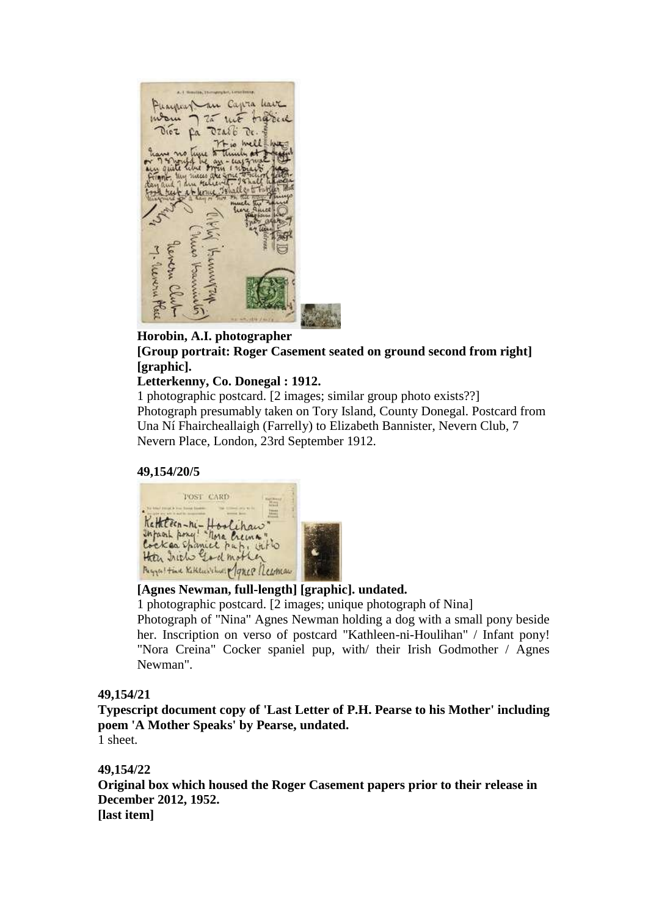**Horobin, A.I. photographer**
**[Group portrait: Roger Casement seated on ground second from right] [graphic].**
**Letterkenny, Co. Donegal : 1912.**
1 photographic postcard. [2 images; similar group photo exists??]
Photograph presumably taken on Tory Island, County Donegal. Postcard from Una Ní Fhaircheallaigh (Farrelly) to Elizabeth Bannister, Nevern Club, 7 Nevern Place, London, 23rd September 1912.

**49,154/20/5**

**[Agnes Newman, full-length] [graphic]. undated.**
1 photographic postcard. [2 images; unique photograph of Nina]
Photograph of "Nina" Agnes Newman holding a dog with a small pony beside her. Inscription on verso of postcard "Kathleen-ni-Houlihan" / Infant pony! "Nora Creina" Cocker spaniel pup, with/ their Irish Godmother / Agnes Newman".

**49,154/21**
**Typescript document copy of 'Last Letter of P.H. Pearse to his Mother' including poem 'A Mother Speaks' by Pearse, undated.**
1 sheet.

**49,154/22**
**Original box which housed the Roger Casement papers prior to their release in December 2012, 1952.**
**[last item]**